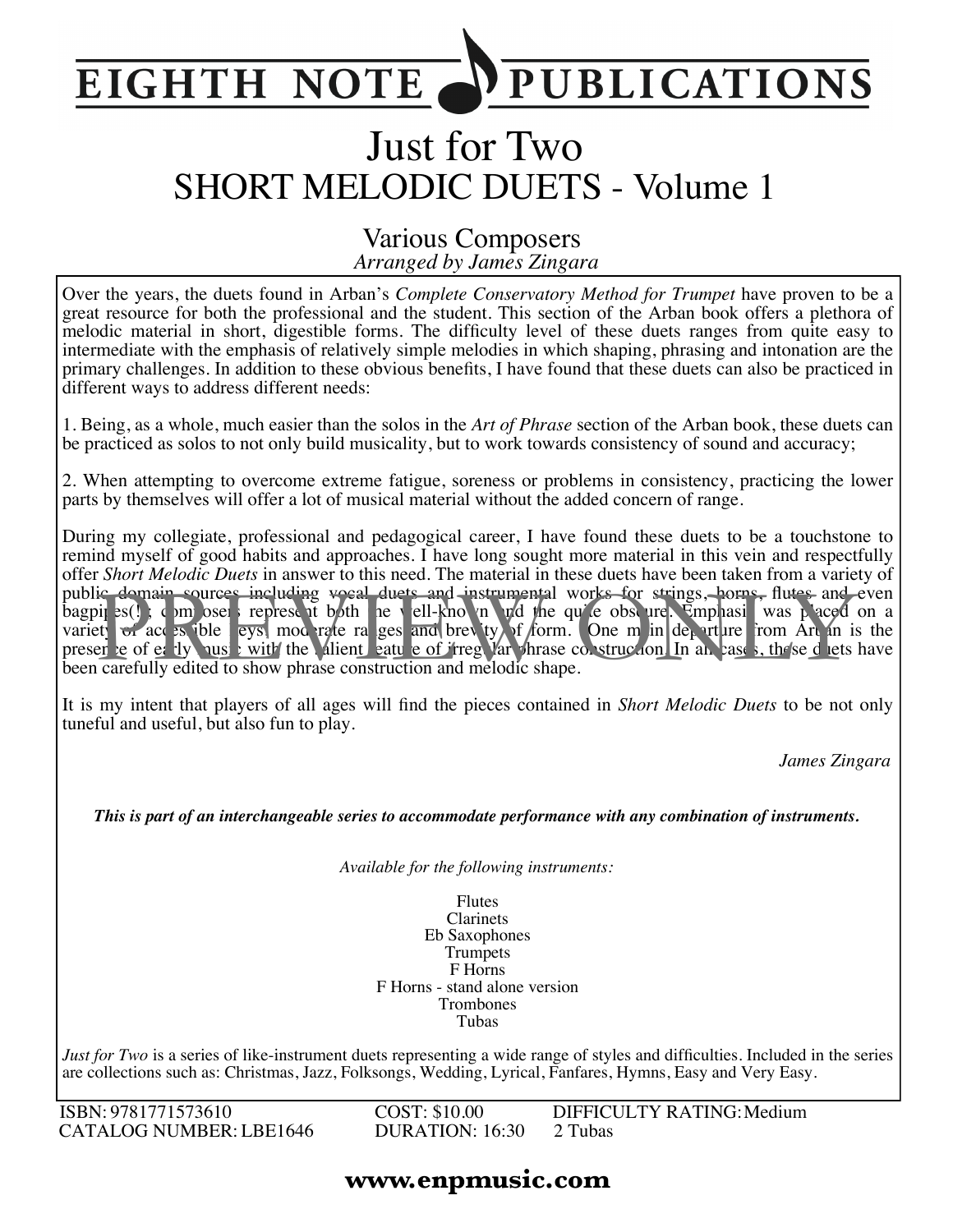# EIGHTH NOTE PUBLICATIONS

# Just for Two
## SHORT MELODIC DUETS - Volume 1

Various Composers
*Arranged by James Zingara*

Over the years, the duets found in Arban's *Complete Conservatory Method for Trumpet* have proven to be a great resource for both the professional and the student. This section of the Arban book offers a plethora of melodic material in short, digestible forms. The difficulty level of these duets ranges from quite easy to intermediate with the emphasis of relatively simple melodies in which shaping, phrasing and intonation are the primary challenges. In addition to these obvious benefits, I have found that these duets can also be practiced in different ways to address different needs:

1. Being, as a whole, much easier than the solos in the *Art of Phrase* section of the Arban book, these duets can be practiced as solos to not only build musicality, but to work towards consistency of sound and accuracy;

2. When attempting to overcome extreme fatigue, soreness or problems in consistency, practicing the lower parts by themselves will offer a lot of musical material without the added concern of range.

During my collegiate, professional and pedagogical career, I have found these duets to be a touchstone to remind myself of good habits and approaches. I have long sought more material in this vein and respectfully offer *Short Melodic Duets* in answer to this need. The material in these duets have been taken from a variety of public domain sources including vocal duets and instrumental works for strings, horns, flutes and even bagpipes(!); composers represent both the well-known and the quite obscure. Emphasis was placed on a variety of accessible keys, moderate ranges and brevity of form. One main departure from Arban is the presence of early music with the salient feature of irregular phrase construction. In all cases, these duets have been carefully edited to show phrase construction and melodic shape.

It is my intent that players of all ages will find the pieces contained in *Short Melodic Duets* to be not only tuneful and useful, but also fun to play.

*James Zingara*

***This is part of an interchangeable series to accommodate performance with any combination of instruments.***

*Available for the following instruments:*

Flutes
Clarinets
Eb Saxophones
Trumpets
F Horns
F Horns - stand alone version
Trombones
Tubas

*Just for Two* is a series of like-instrument duets representing a wide range of styles and difficulties. Included in the series are collections such as: Christmas, Jazz, Folksongs, Wedding, Lyrical, Fanfares, Hymns, Easy and Very Easy.

ISBN: 9781771573610
CATALOG NUMBER: LBE1646

COST: $10.00
DURATION: 16:30

DIFFICULTY RATING: Medium
2 Tubas

**www.enpmusic.com**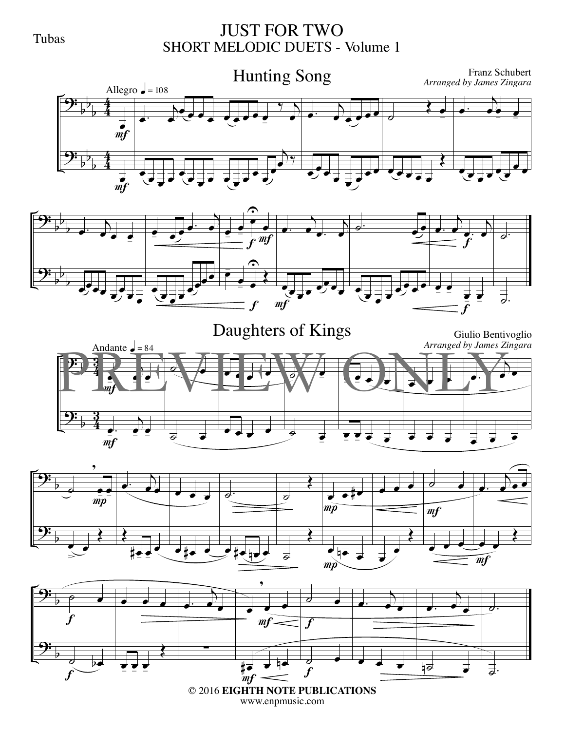Tubas

# JUST FOR TWO
## SHORT MELODIC DUETS - Volume 1

### Hunting Song

Franz Schubert
*Arranged by James Zingara*

Allegro ♩ = 108

### Daughters of Kings

Giulio Bentivoglio
*Arranged by James Zingara*

Andante ♩ = 84

PREVIEW ONLY

© 2016 **EIGHTH NOTE PUBLICATIONS**
www.enpmusic.com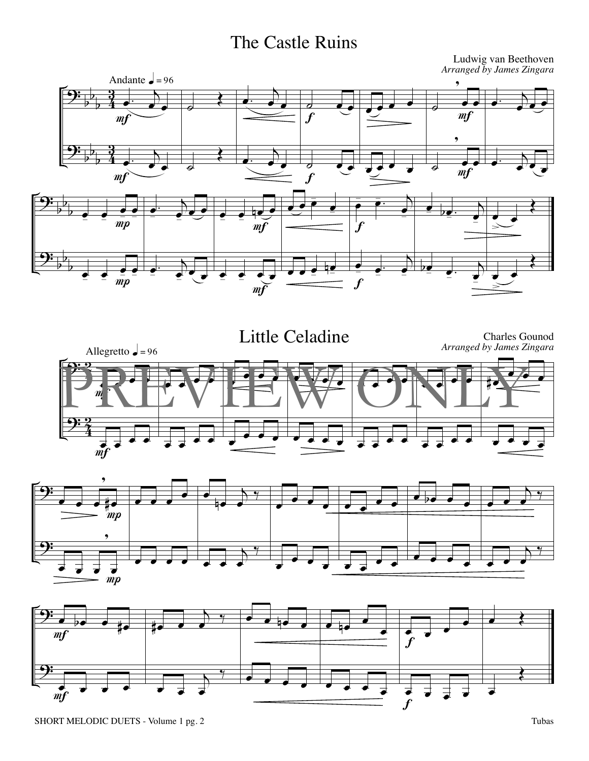# The Castle Ruins

Ludwig van Beethoven
*Arranged by James Zingara*

Andante ♩ = 96

# Little Celadine

Charles Gounod
*Arranged by James Zingara*

Allegretto ♩ = 96

PREVIEW ONLY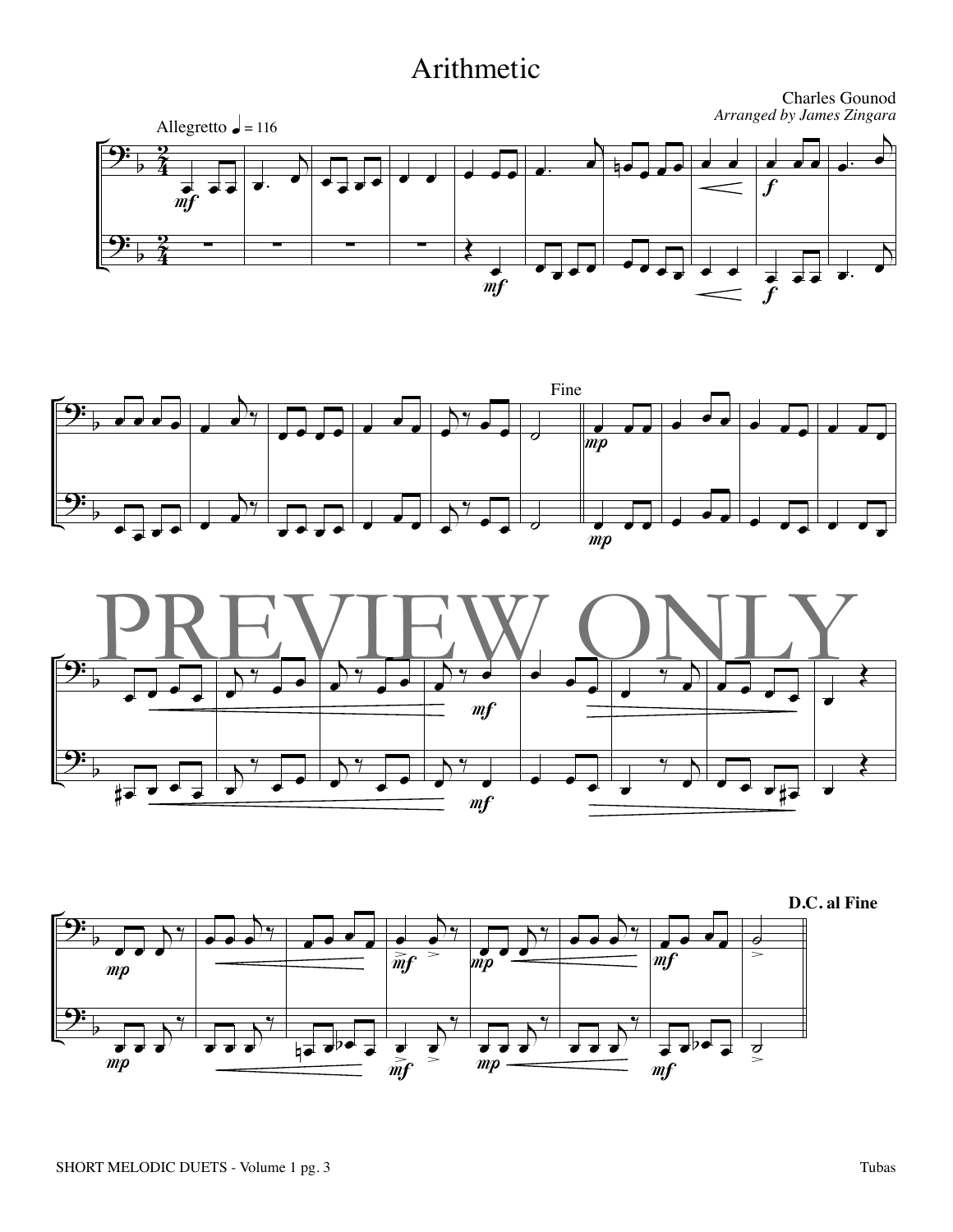# Arithmetic

Charles Gounod
*Arranged by James Zingara*

Allegretto ♩ = 116

Fine

PREVIEW ONLY

D.C. al Fine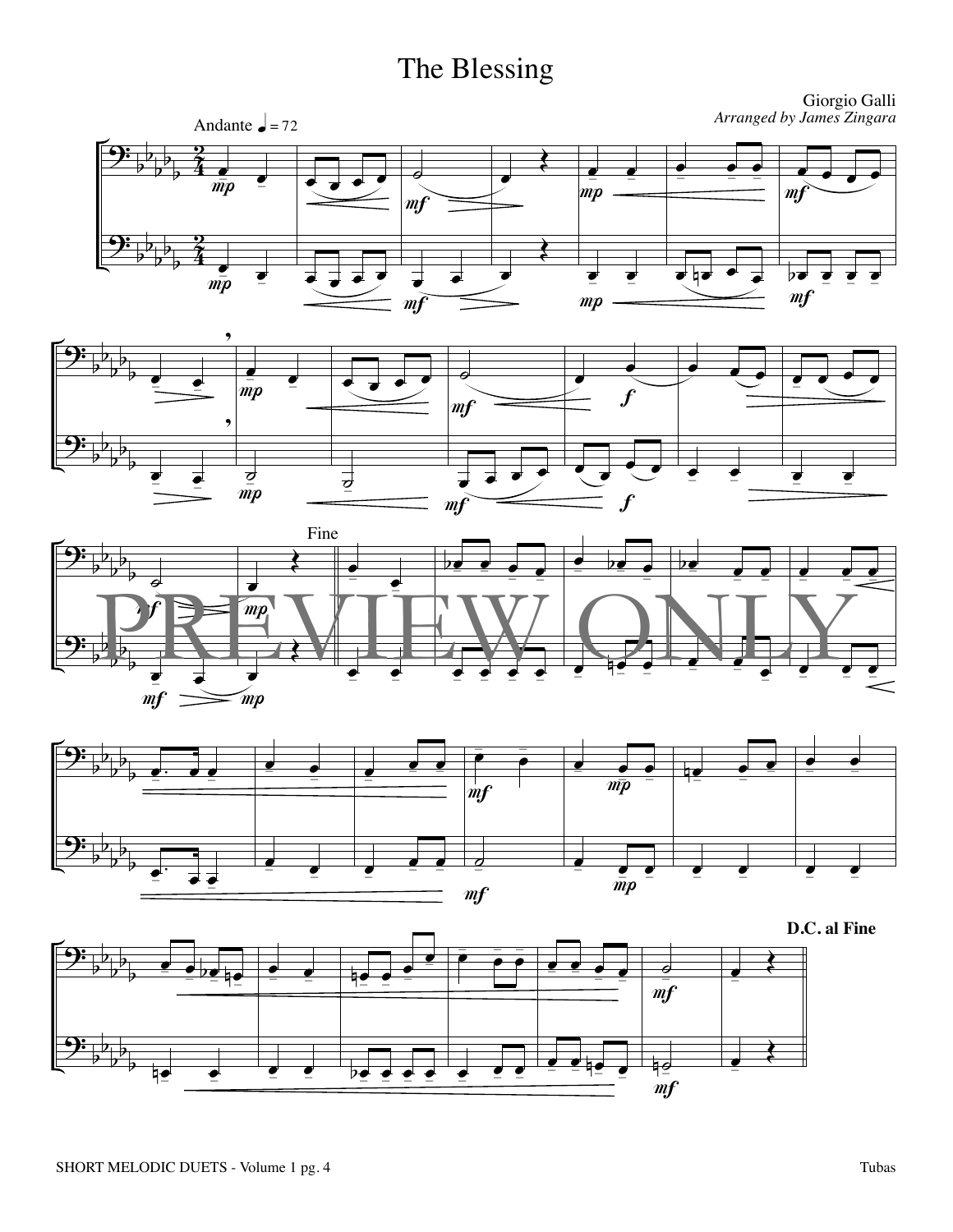# The Blessing

Giorgio Galli

*Arranged by James Zingara*

Andante ♩ = 72

Fine

**D.C. al Fine**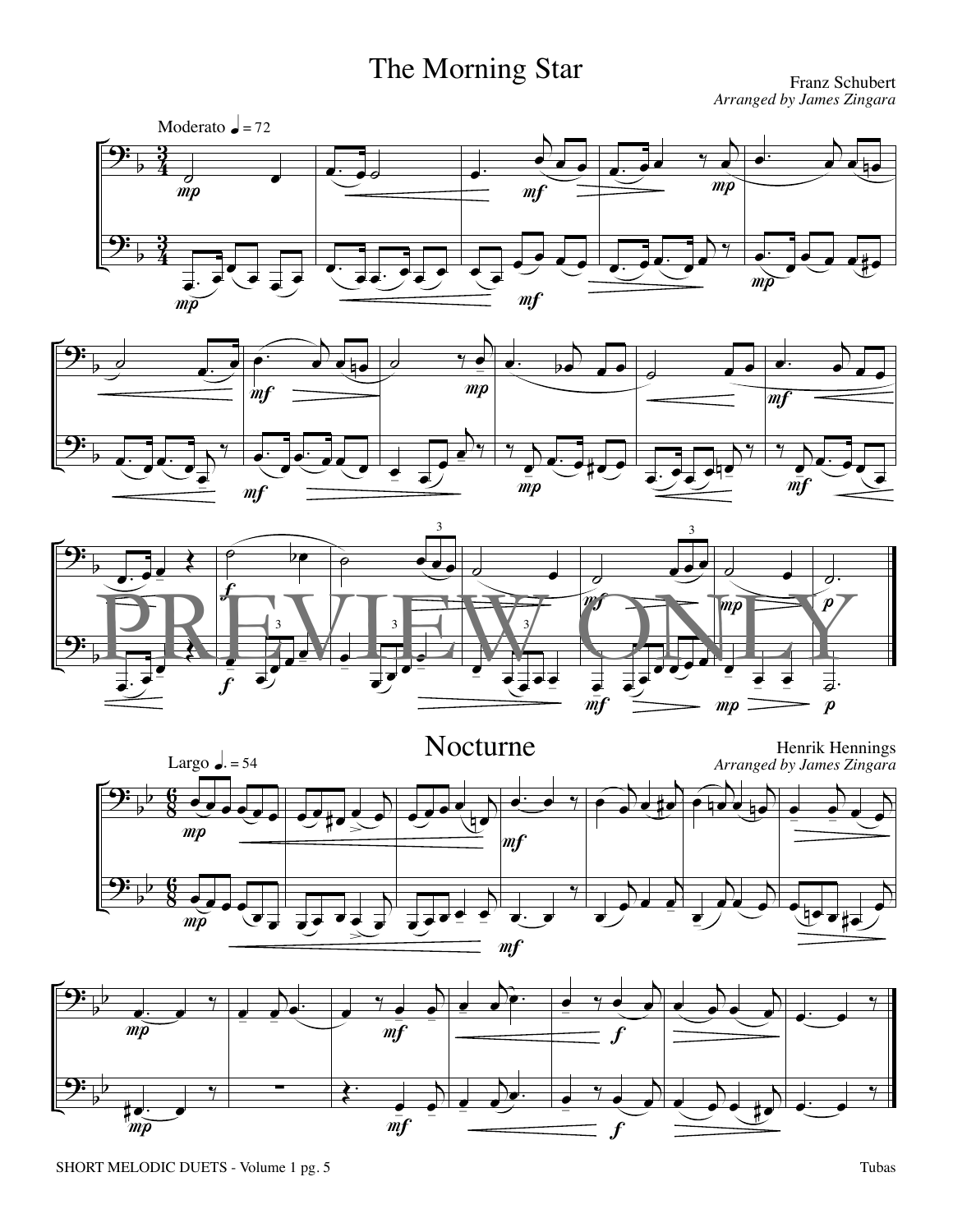# The Morning Star

Franz Schubert
*Arranged by James Zingara*

Moderato ♩ = 72

# Nocturne

Henrik Hennings
*Arranged by James Zingara*

Largo ♩. = 54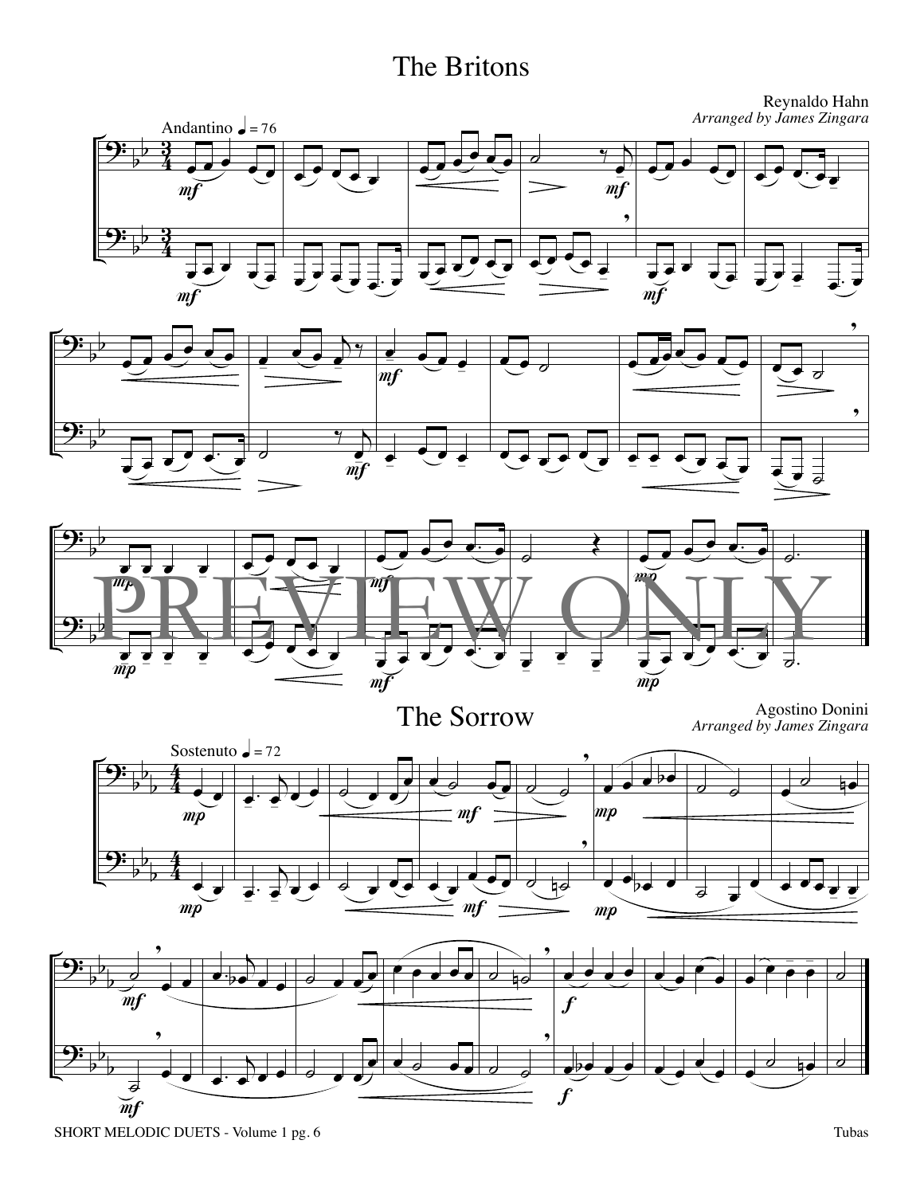# The Britons

Reynaldo Hahn
*Arranged by James Zingara*

Andantino ♩ = 76

PREVIEW ONLY

# The Sorrow

Agostino Donini
*Arranged by James Zingara*

Sostenuto ♩ = 72

SHORT MELODIC DUETS - Volume 1 pg. 6

Tubas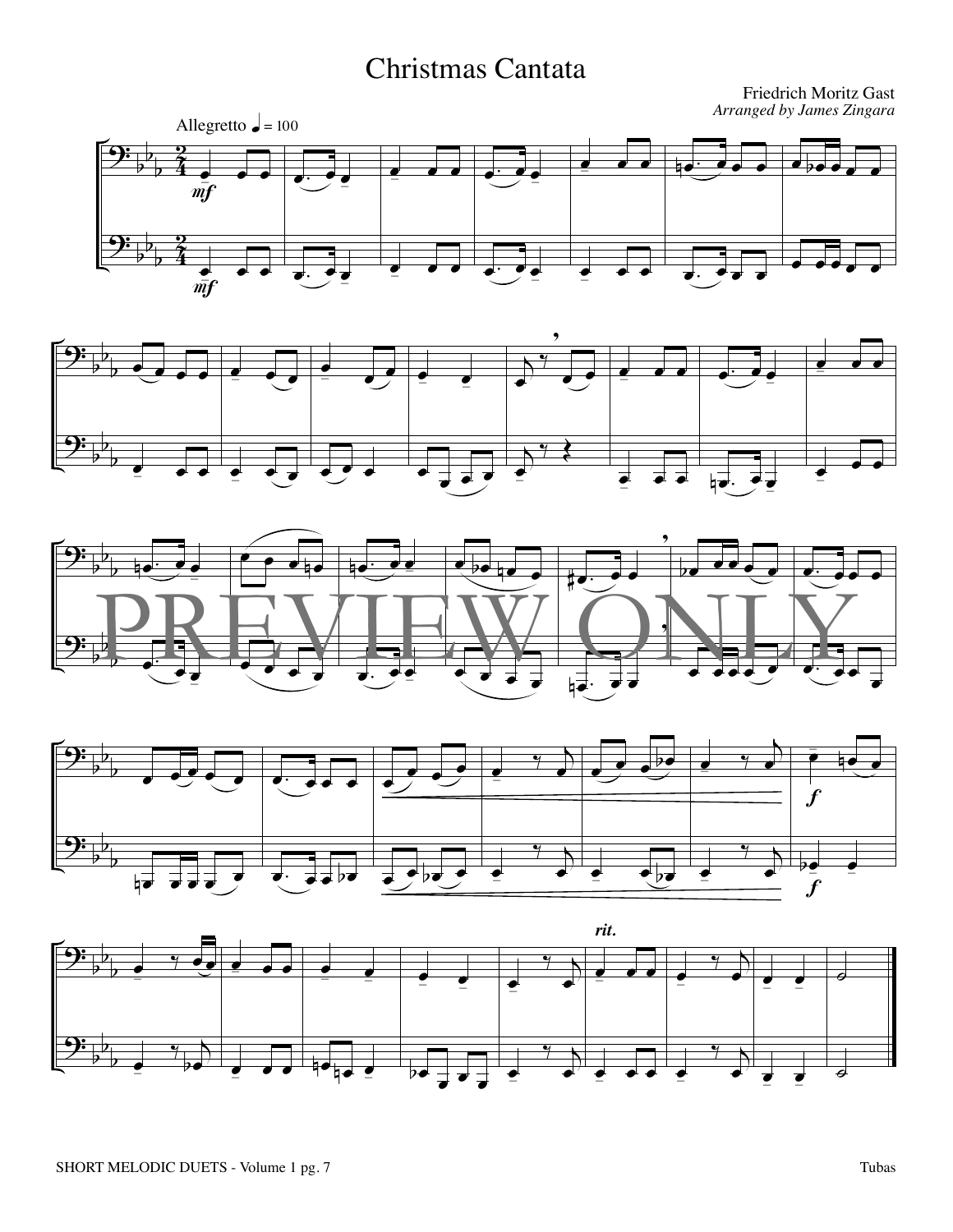# Christmas Cantata

Friedrich Moritz Gast
*Arranged by James Zingara*

Allegretto ♩ = 100

*mf*

*f*

*rit.*

PREVIEW ONLY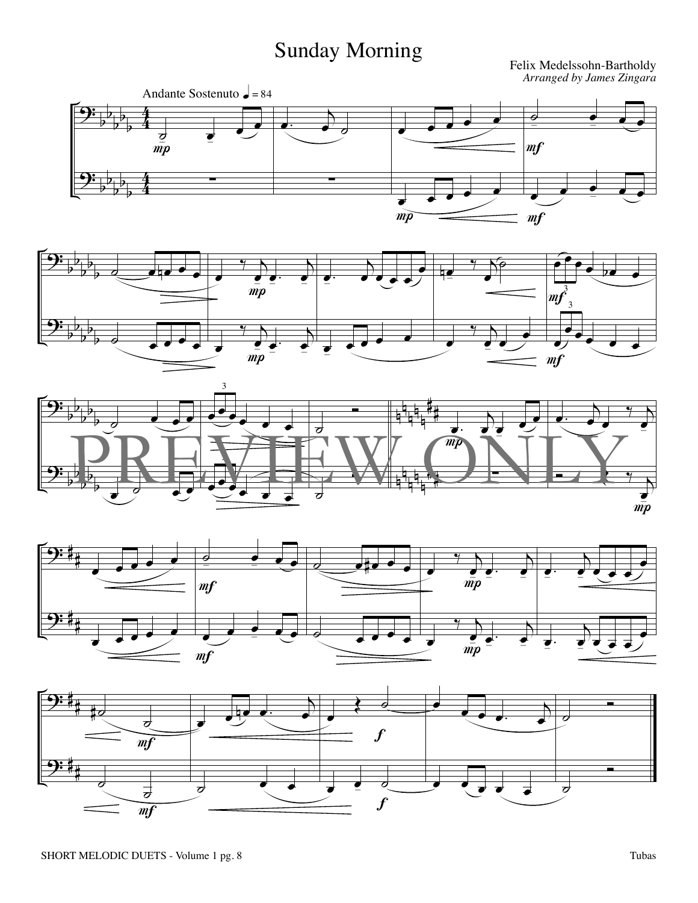# Sunday Morning

Felix Medelssohn-Bartholdy
*Arranged by James Zingara*

Andante Sostenuto ♩ = 84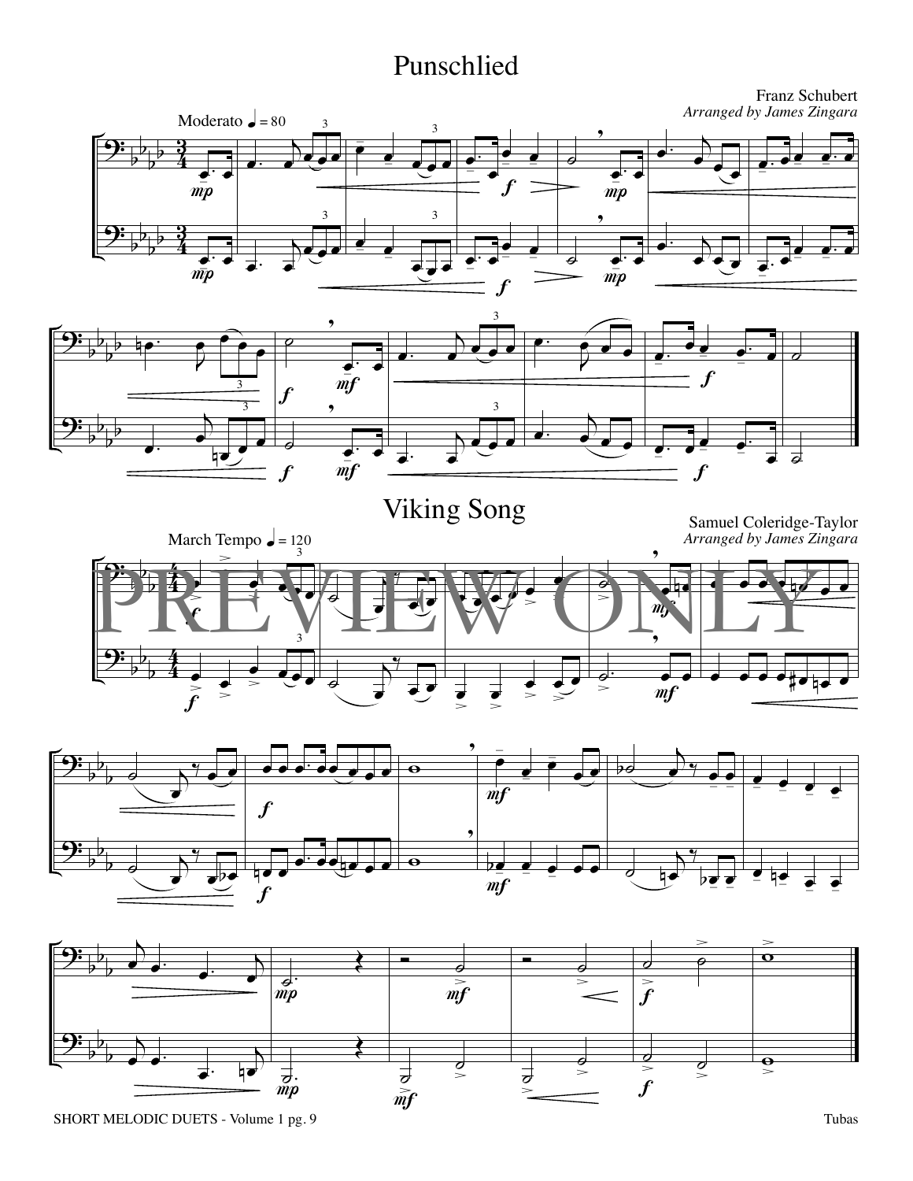# Punschlied

Franz Schubert
*Arranged by James Zingara*

Moderato ♩ = 80

# Viking Song

Samuel Coleridge-Taylor
*Arranged by James Zingara*

March Tempo ♩ = 120

PREVIEW ONLY

SHORT MELODIC DUETS - Volume 1 pg. 9

Tubas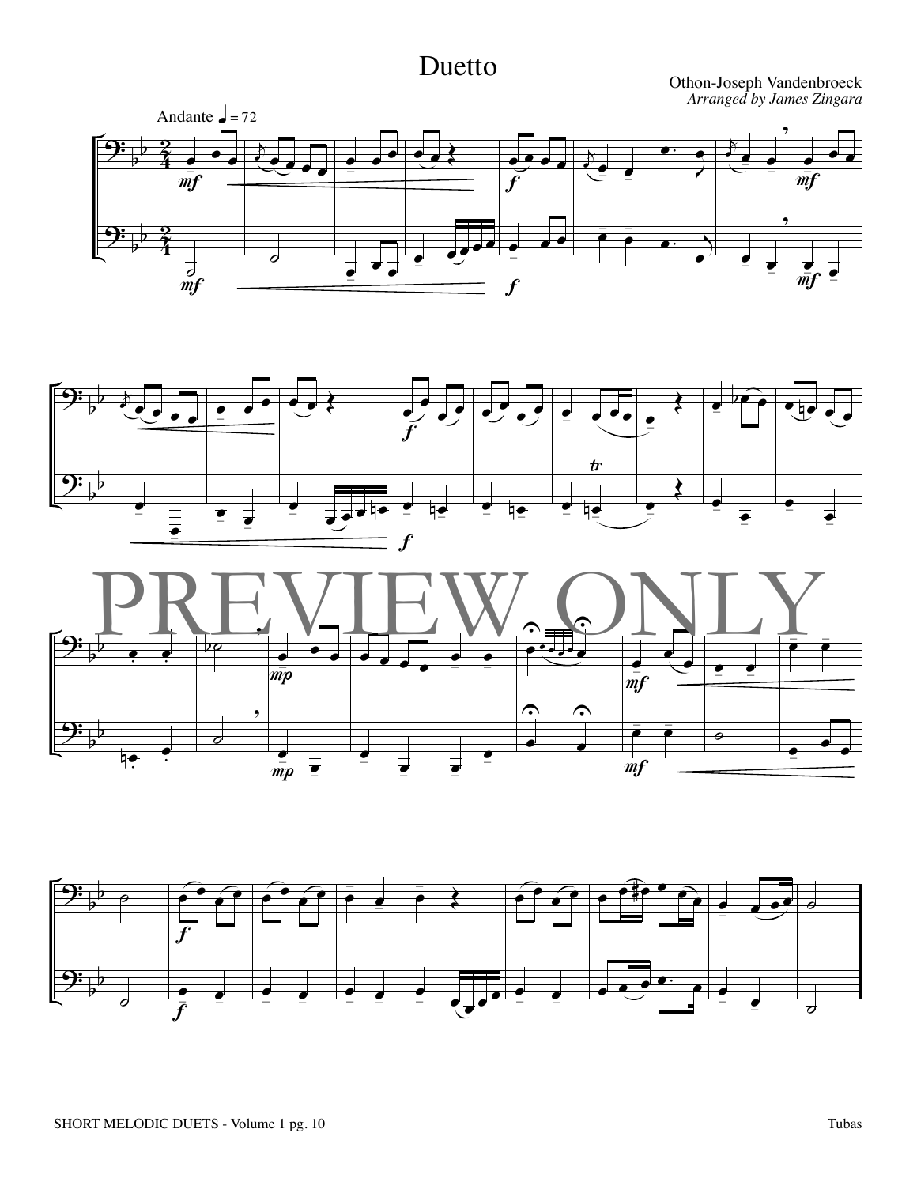# Duetto

Othon-Joseph Vandenbroeck
*Arranged by James Zingara*

Andante ♩ = 72

PREVIEW ONLY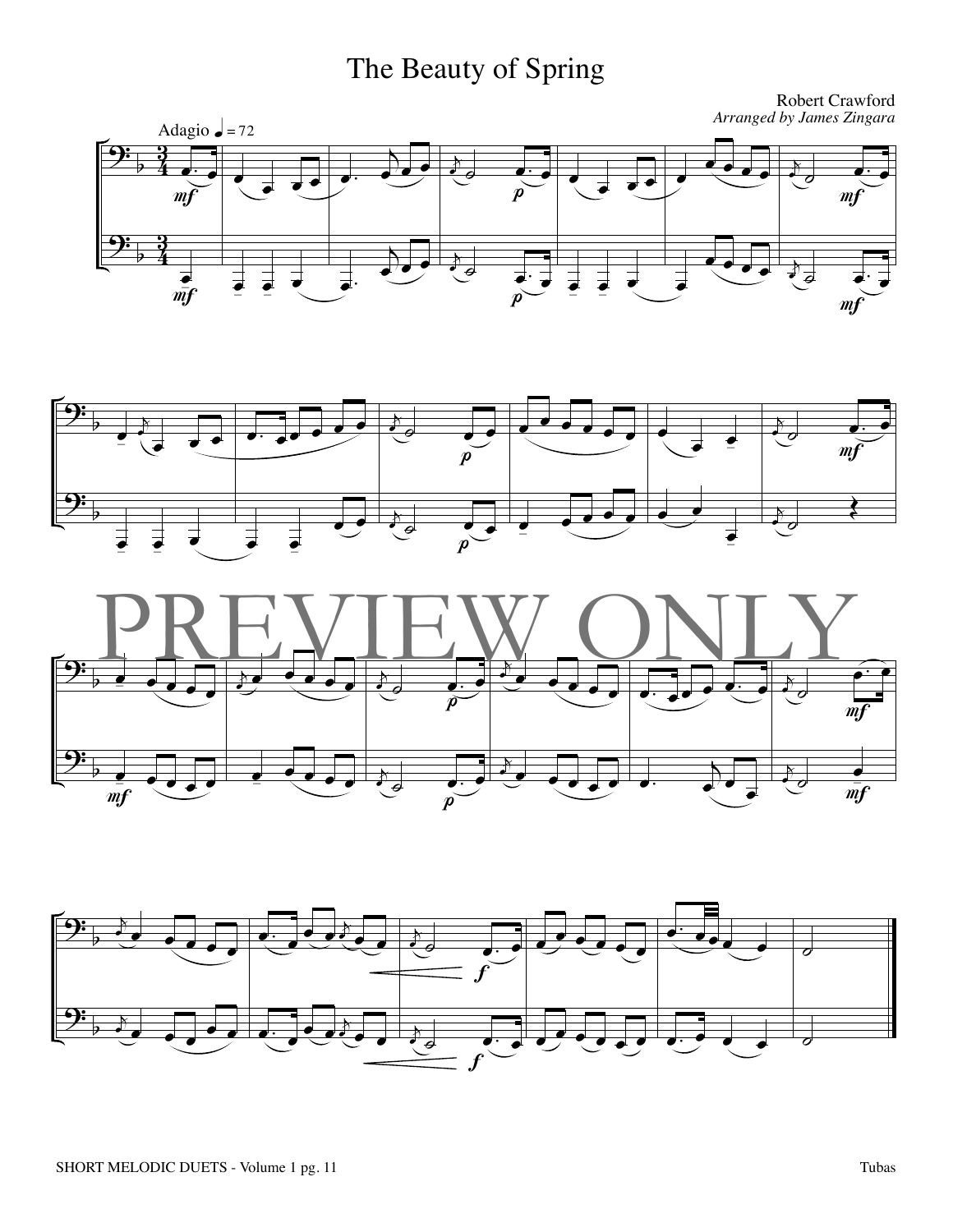# The Beauty of Spring

Robert Crawford
*Arranged by James Zingara*

Adagio ♩ = 72

PREVIEW ONLY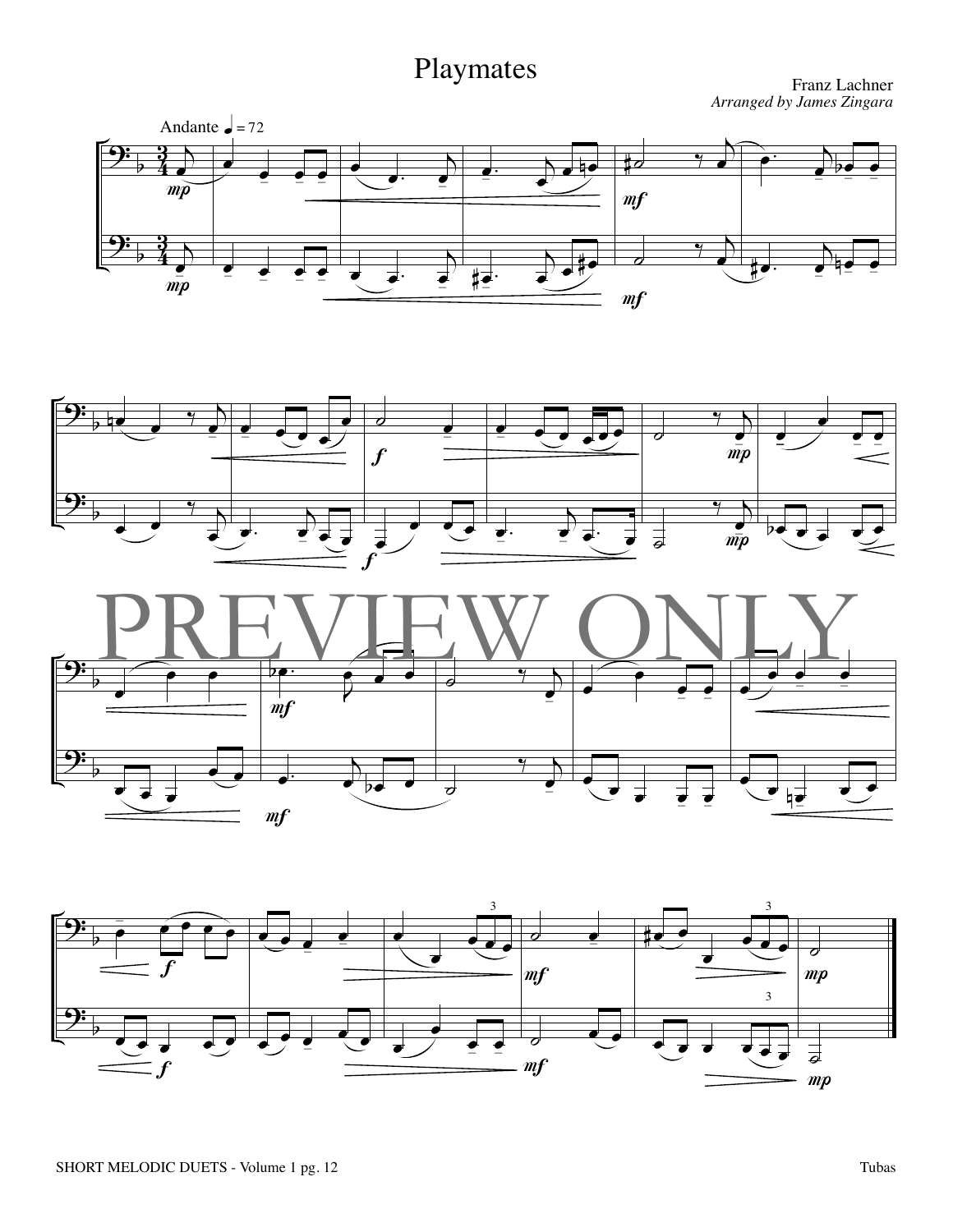# Playmates

Franz Lachner
*Arranged by James Zingara*

Andante ♩ = 72

PREVIEW ONLY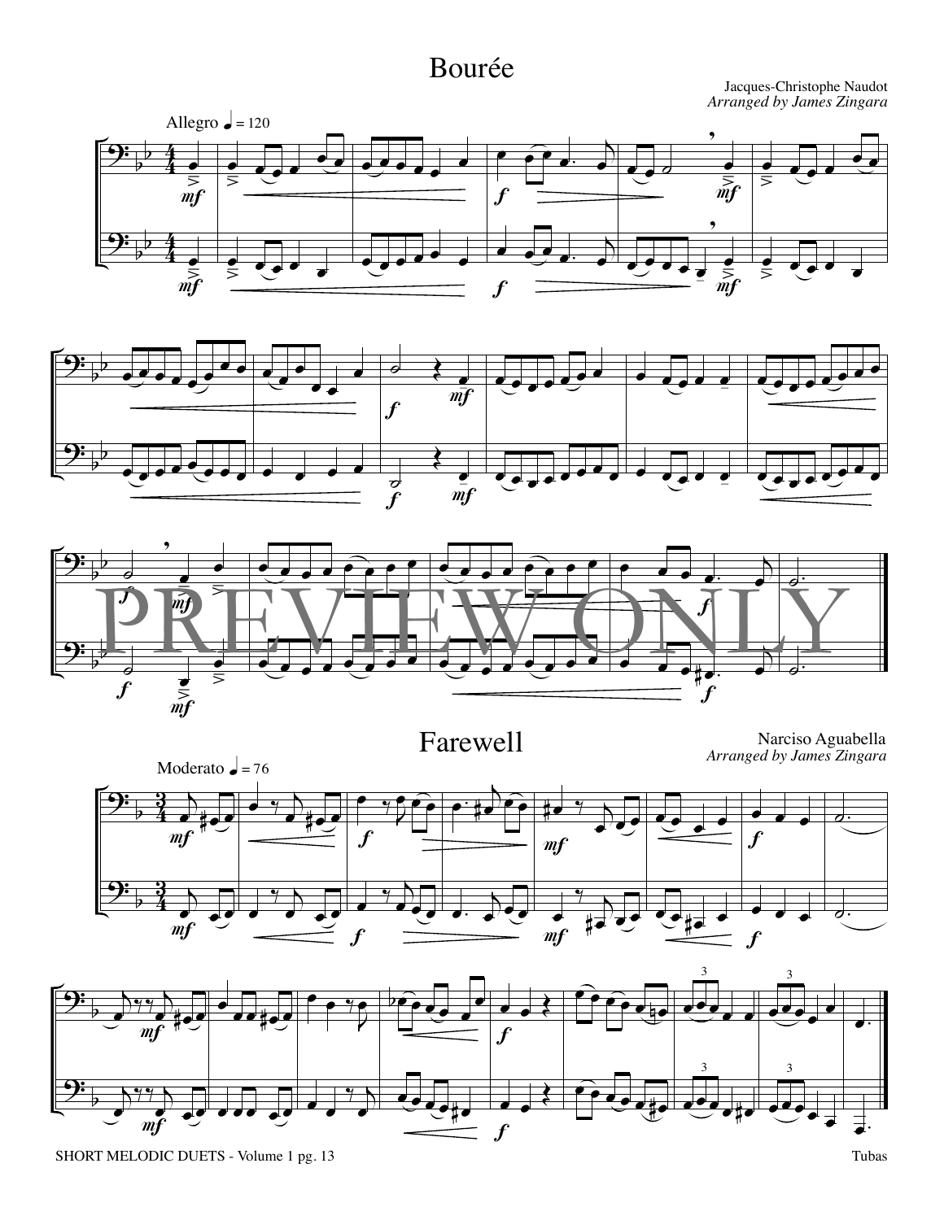# Bourée

Jacques-Christophe Naudot
*Arranged by James Zingara*

Allegro ♩ = 120

PREVIEW ONLY

# Farewell

Narciso Aguabella
*Arranged by James Zingara*

Moderato ♩ = 76

SHORT MELODIC DUETS - Volume 1 pg. 13

Tubas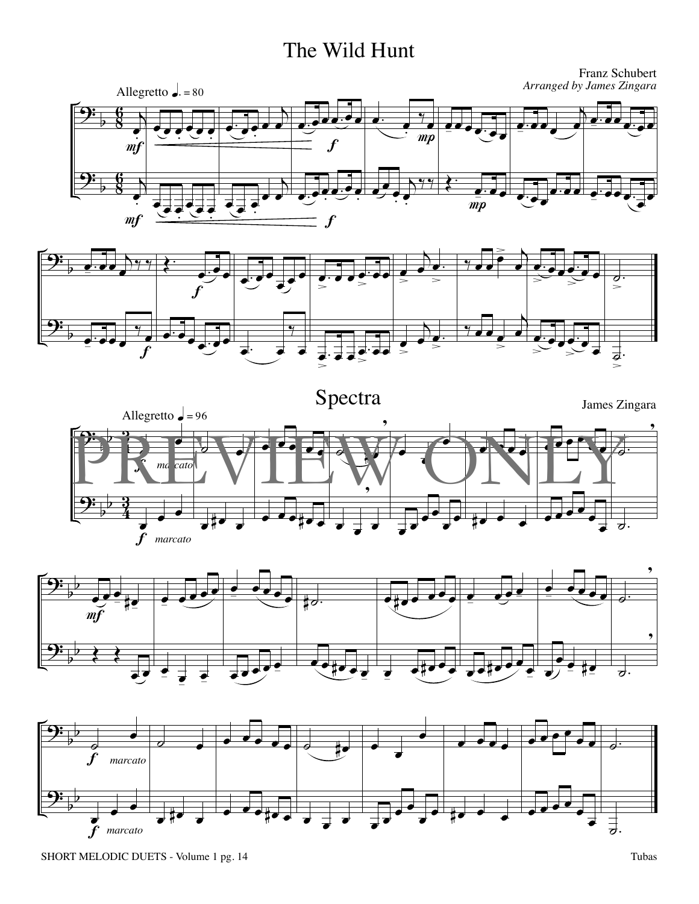# The Wild Hunt

Franz Schubert
*Arranged by James Zingara*

Allegretto ♩. = 80

# Spectra

James Zingara

Allegretto ♩ = 96

PREVIEW ONLY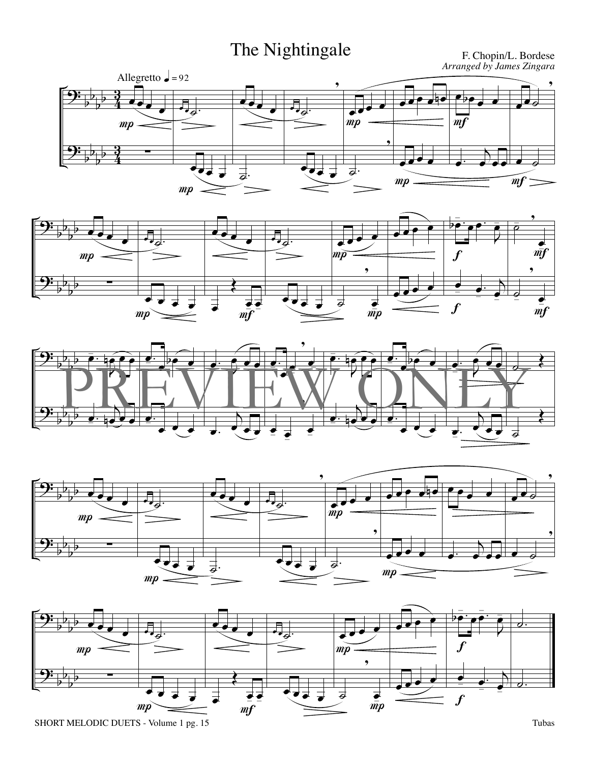# The Nightingale

F. Chopin/L. Bordese
*Arranged by James Zingara*

Allegretto ♩ = 92

PREVIEW ONLY

SHORT MELODIC DUETS - Volume 1 pg. 15

Tubas